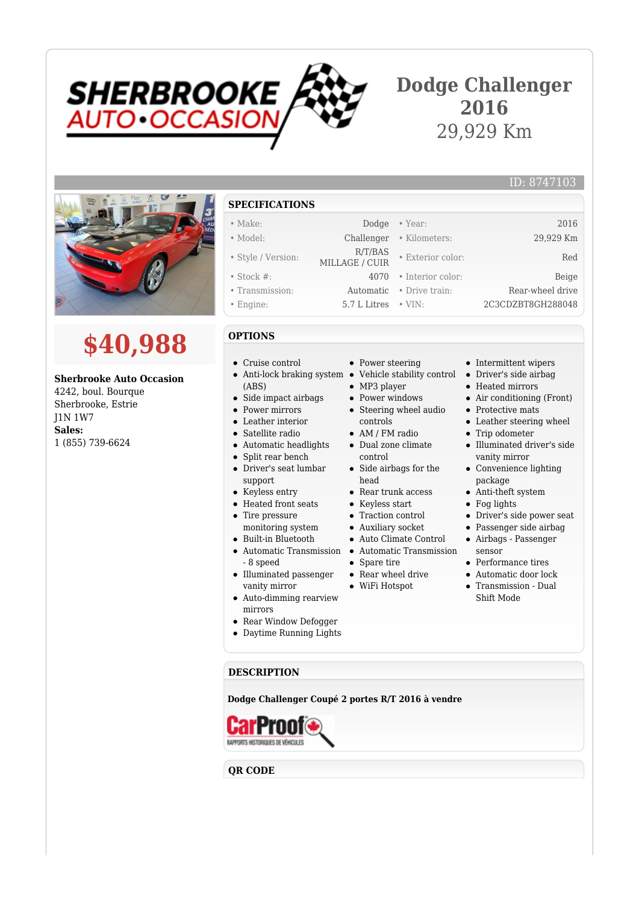# Dodge Challenger 2016

29,929 Km

ID: 8747103

## $40,988

**Sherbrooke Auto Occasion**
4242, boul. Bourque
Sherbrooke, Estrie
J1N 1W7
**Sales:**
1 (855) 739-6624

## SPECIFICATIONS

| | | | |
|---|---|---|---|
| • Make: | Dodge | • Year: | 2016 |
| • Model: | Challenger | • Kilometers: | 29,929 Km |
| • Style / Version: | R/T/BAS MILLAGE / CUIR | • Exterior color: | Red |
| • Stock #: | 4070 | • Interior color: | Beige |
| • Transmission: | Automatic | • Drive train: | Rear-wheel drive |
| • Engine: | 5.7 L Litres | • VIN: | 2C3CDZBT8GH288048 |

## OPTIONS

- Cruise control
- Anti-lock braking system (ABS)
- Side impact airbags
- Power mirrors
- Leather interior
- Satellite radio
- Automatic headlights
- Split rear bench
- Driver's seat lumbar support
- Keyless entry
- Heated front seats
- Tire pressure monitoring system
- Built-in Bluetooth
- Automatic Transmission - 8 speed
- Illuminated passenger vanity mirror
- Auto-dimming rearview mirrors
- Rear Window Defogger
- Daytime Running Lights
- Power steering
- Vehicle stability control
- MP3 player
- Power windows
- Steering wheel audio controls
- AM / FM radio
- Dual zone climate control
- Side airbags for the head
- Rear trunk access
- Keyless start
- Traction control
- Auxiliary socket
- Auto Climate Control
- Automatic Transmission
- Spare tire
- Rear wheel drive
- WiFi Hotspot
- Intermittent wipers
- Driver's side airbag
- Heated mirrors
- Air conditioning (Front)
- Protective mats
- Leather steering wheel
- Trip odometer
- Illuminated driver's side vanity mirror
- Convenience lighting package
- Anti-theft system
- Fog lights
- Driver's side power seat
- Passenger side airbag
- Airbags - Passenger sensor
- Performance tires
- Automatic door lock
- Transmission - Dual Shift Mode

## DESCRIPTION

**Dodge Challenger Coupé 2 portes R/T 2016 à vendre**

CarProof RAPPORTS HISTORIQUES DE VÉHICULES

## QR CODE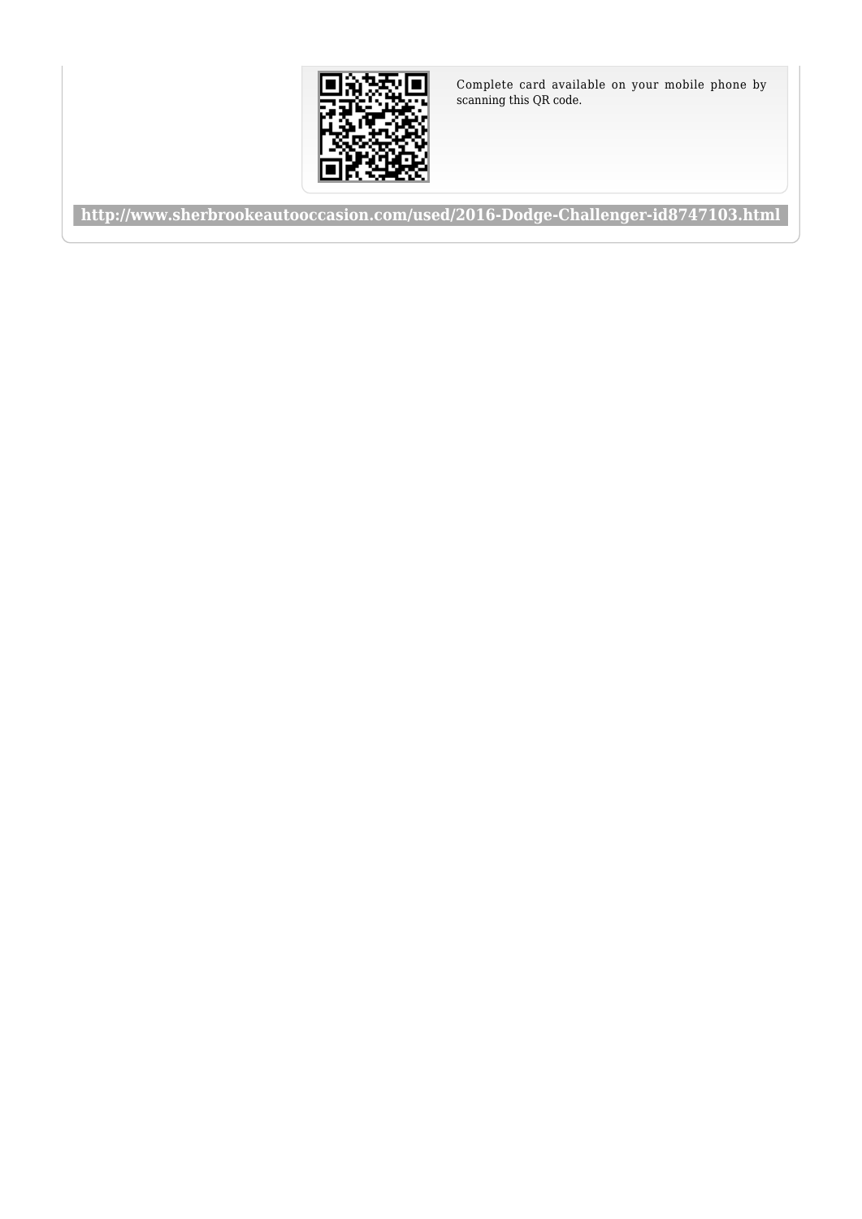Complete card available on your mobile phone by scanning this QR code.

**http://www.sherbrookeautooccasion.com/used/2016-Dodge-Challenger-id8747103.html**